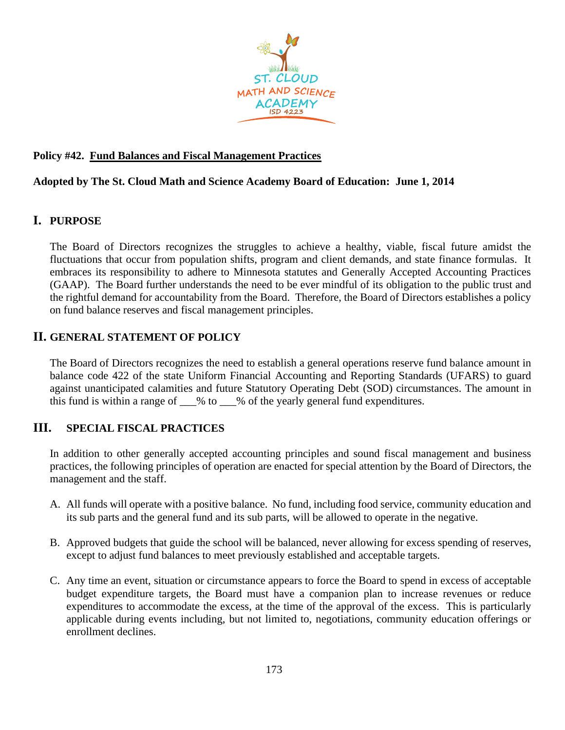**Policy #42. Fund Balances and Fiscal Management Practices**

**Adopted by The St. Cloud Math and Science Academy Board of Education: June 1, 2014**

## I. PURPOSE

The Board of Directors recognizes the struggles to achieve a healthy, viable, fiscal future amidst the fluctuations that occur from population shifts, program and client demands, and state finance formulas. It embraces its responsibility to adhere to Minnesota statutes and Generally Accepted Accounting Practices (GAAP). The Board further understands the need to be ever mindful of its obligation to the public trust and the rightful demand for accountability from the Board. Therefore, the Board of Directors establishes a policy on fund balance reserves and fiscal management principles.

## II. GENERAL STATEMENT OF POLICY

The Board of Directors recognizes the need to establish a general operations reserve fund balance amount in balance code 422 of the state Uniform Financial Accounting and Reporting Standards (UFARS) to guard against unanticipated calamities and future Statutory Operating Debt (SOD) circumstances. The amount in this fund is within a range of ___% to ___% of the yearly general fund expenditures.

## III. SPECIAL FISCAL PRACTICES

In addition to other generally accepted accounting principles and sound fiscal management and business practices, the following principles of operation are enacted for special attention by the Board of Directors, the management and the staff.

A. All funds will operate with a positive balance. No fund, including food service, community education and its sub parts and the general fund and its sub parts, will be allowed to operate in the negative.

B. Approved budgets that guide the school will be balanced, never allowing for excess spending of reserves, except to adjust fund balances to meet previously established and acceptable targets.

C. Any time an event, situation or circumstance appears to force the Board to spend in excess of acceptable budget expenditure targets, the Board must have a companion plan to increase revenues or reduce expenditures to accommodate the excess, at the time of the approval of the excess. This is particularly applicable during events including, but not limited to, negotiations, community education offerings or enrollment declines.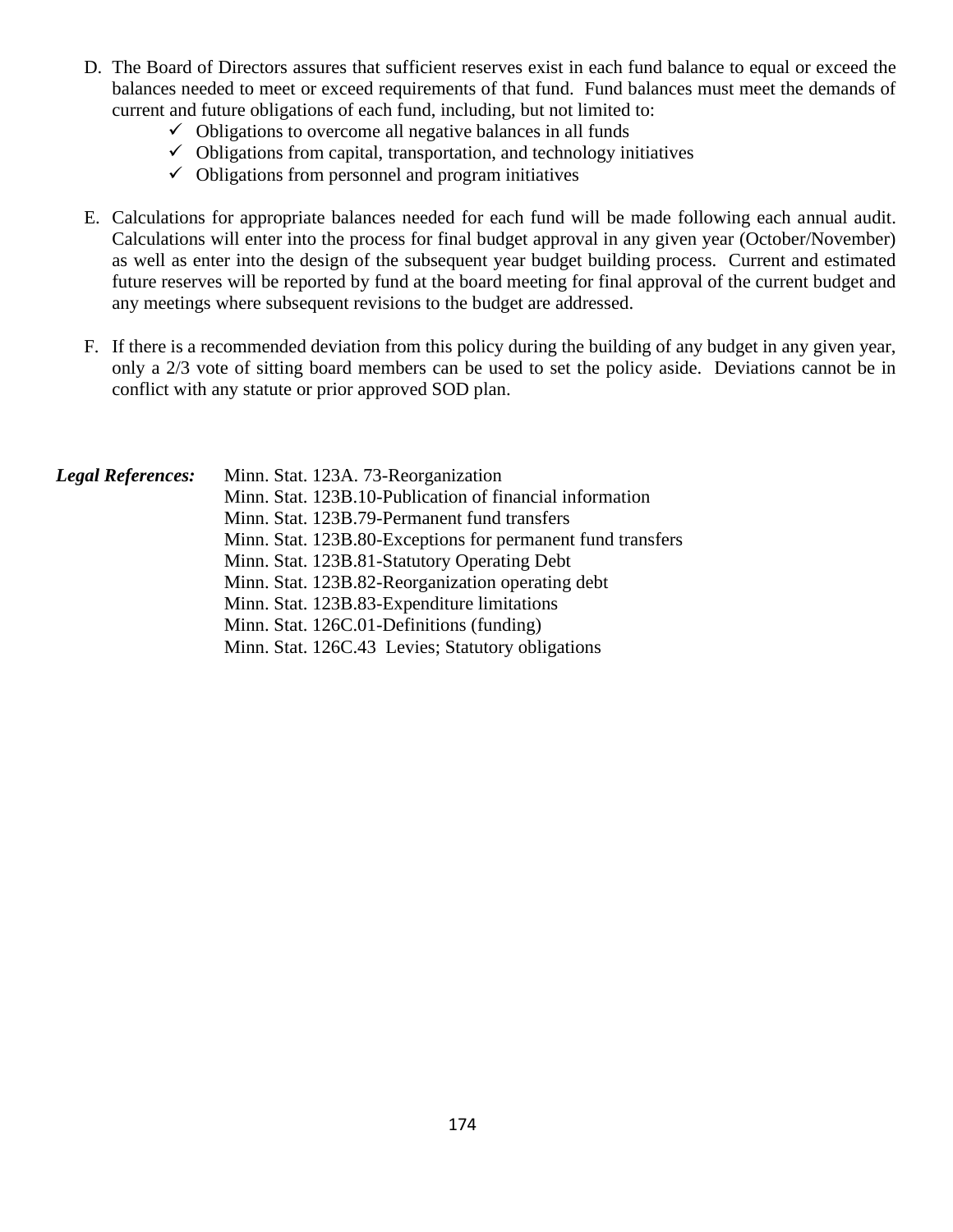D. The Board of Directors assures that sufficient reserves exist in each fund balance to equal or exceed the balances needed to meet or exceed requirements of that fund. Fund balances must meet the demands of current and future obligations of each fund, including, but not limited to:
   - ✓ Obligations to overcome all negative balances in all funds
   - ✓ Obligations from capital, transportation, and technology initiatives
   - ✓ Obligations from personnel and program initiatives

E. Calculations for appropriate balances needed for each fund will be made following each annual audit. Calculations will enter into the process for final budget approval in any given year (October/November) as well as enter into the design of the subsequent year budget building process. Current and estimated future reserves will be reported by fund at the board meeting for final approval of the current budget and any meetings where subsequent revisions to the budget are addressed.

F. If there is a recommended deviation from this policy during the building of any budget in any given year, only a 2/3 vote of sitting board members can be used to set the policy aside. Deviations cannot be in conflict with any statute or prior approved SOD plan.

***Legal References:***

Minn. Stat. 123A. 73-Reorganization
Minn. Stat. 123B.10-Publication of financial information
Minn. Stat. 123B.79-Permanent fund transfers
Minn. Stat. 123B.80-Exceptions for permanent fund transfers
Minn. Stat. 123B.81-Statutory Operating Debt
Minn. Stat. 123B.82-Reorganization operating debt
Minn. Stat. 123B.83-Expenditure limitations
Minn. Stat. 126C.01-Definitions (funding)
Minn. Stat. 126C.43 Levies; Statutory obligations